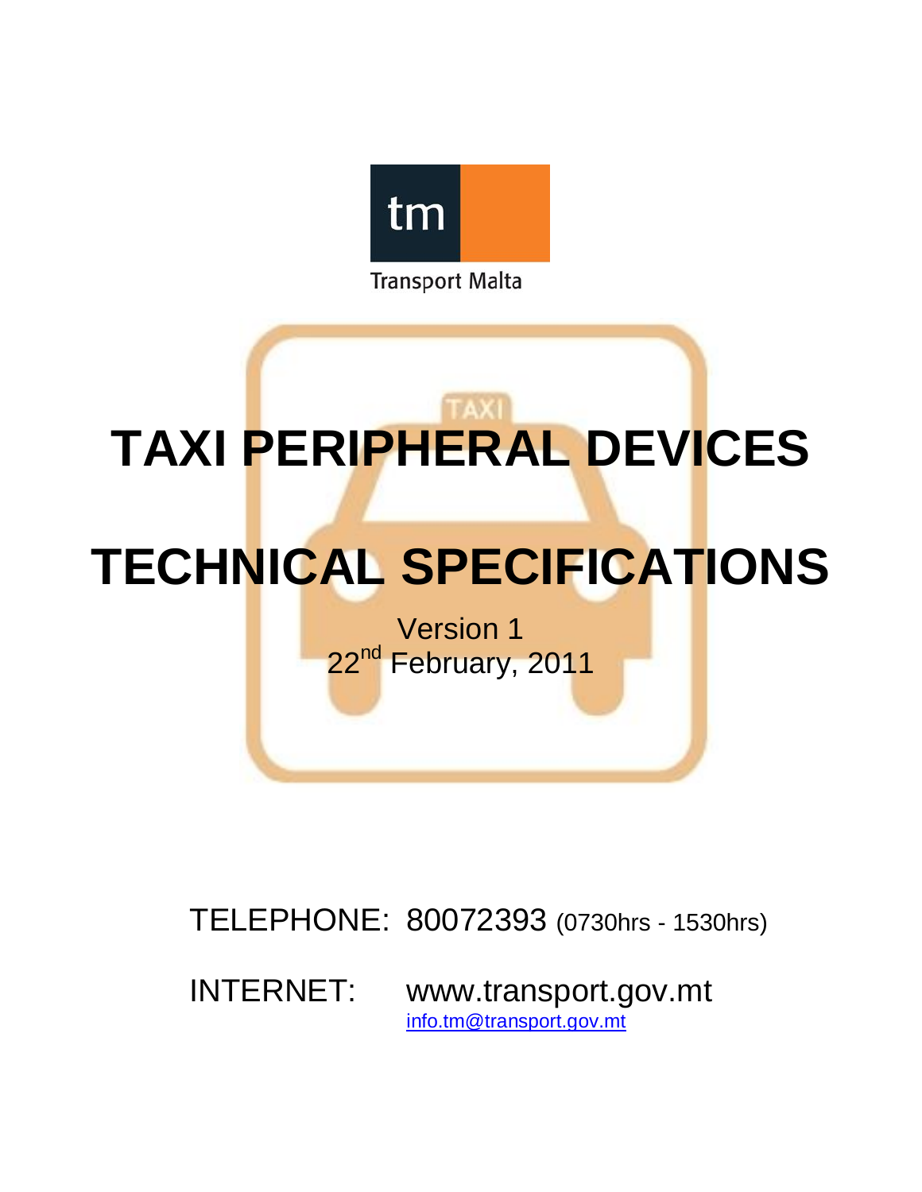Transport Malta

# TAXI PERIPHERAL DEVICES

# TECHNICAL SPECIFICATIONS

Version 1

22nd February, 2011

TELEPHONE: 80072393 (0730hrs - 1530hrs)

INTERNET: www.transport.gov.mt

info.tm@transport.gov.mt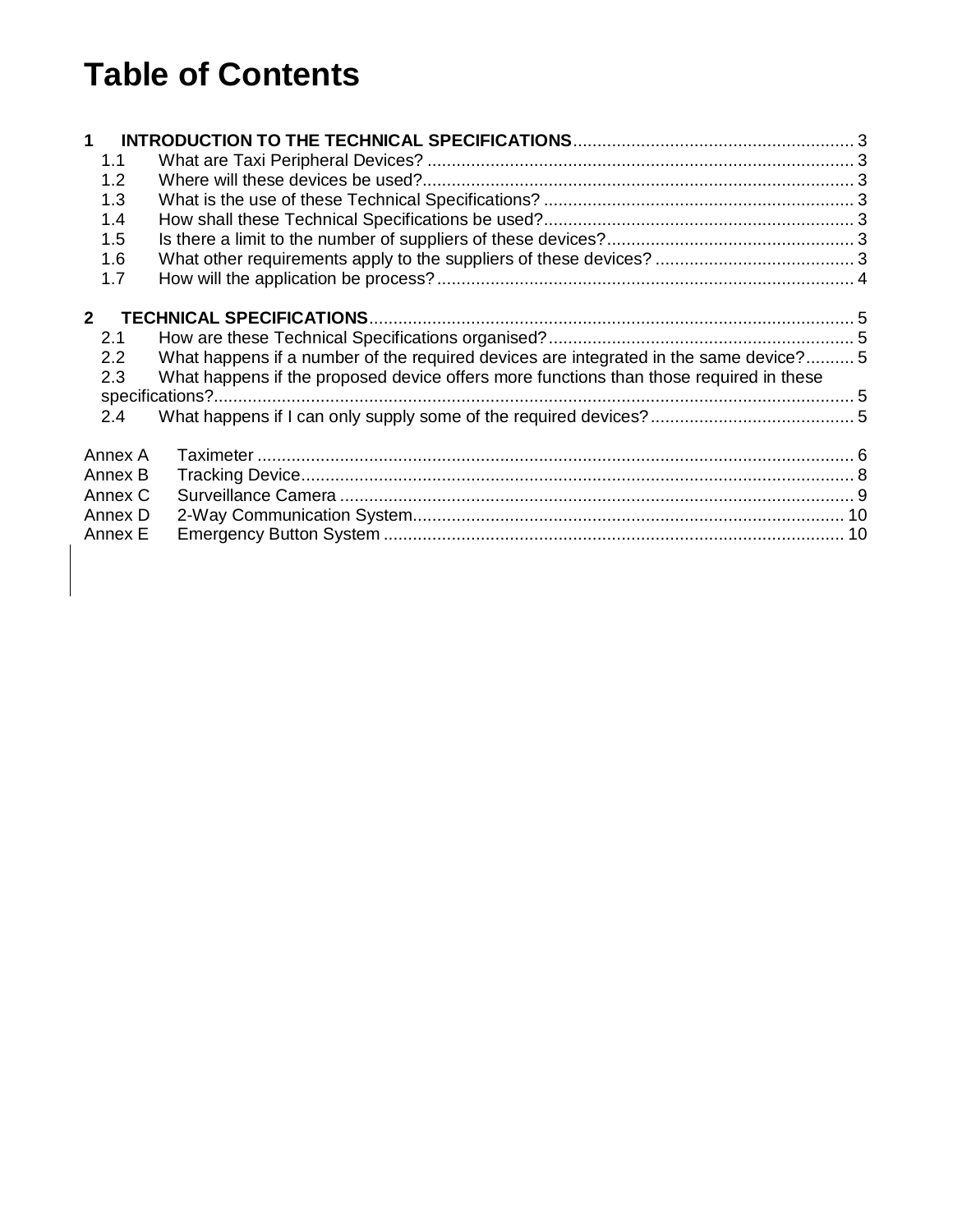# Table of Contents

**1 INTRODUCTION TO THE TECHNICAL SPECIFICATIONS** ........ 3

- 1.1 What are Taxi Peripheral Devices? ........ 3
- 1.2 Where will these devices be used? ........ 3
- 1.3 What is the use of these Technical Specifications? ........ 3
- 1.4 How shall these Technical Specifications be used? ........ 3
- 1.5 Is there a limit to the number of suppliers of these devices? ........ 3
- 1.6 What other requirements apply to the suppliers of these devices? ........ 3
- 1.7 How will the application be process? ........ 4

**2 TECHNICAL SPECIFICATIONS** ........ 5

- 2.1 How are these Technical Specifications organised? ........ 5
- 2.2 What happens if a number of the required devices are integrated in the same device? ........ 5
- 2.3 What happens if the proposed device offers more functions than those required in these specifications? ........ 5
- 2.4 What happens if I can only supply some of the required devices? ........ 5

Annex A Taximeter ........ 6
Annex B Tracking Device ........ 8
Annex C Surveillance Camera ........ 9
Annex D 2-Way Communication System ........ 10
Annex E Emergency Button System ........ 10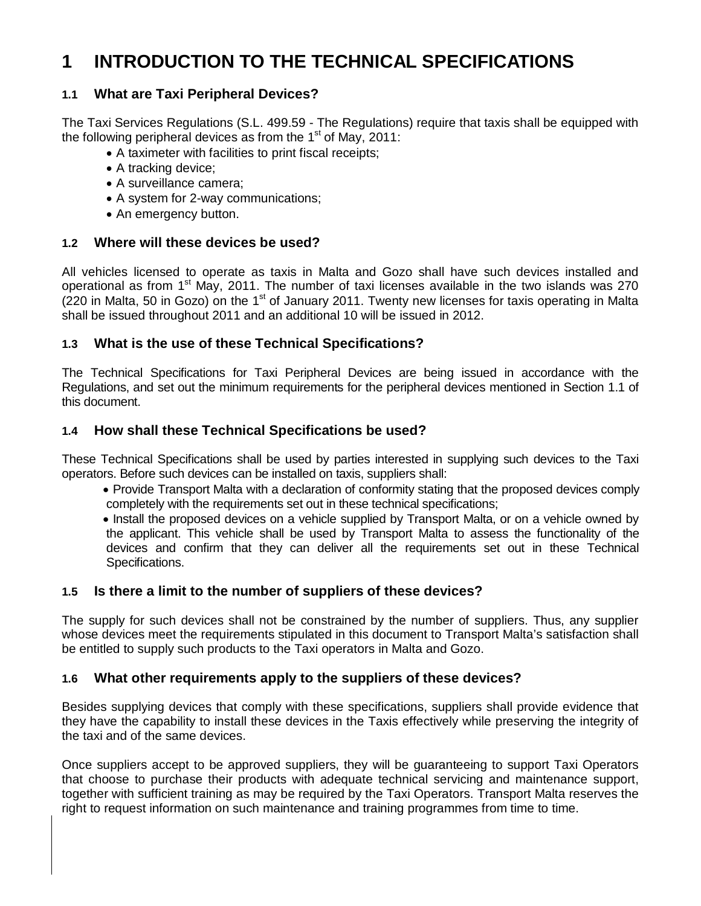# 1 INTRODUCTION TO THE TECHNICAL SPECIFICATIONS

## 1.1 What are Taxi Peripheral Devices?

The Taxi Services Regulations (S.L. 499.59 - The Regulations) require that taxis shall be equipped with the following peripheral devices as from the 1st of May, 2011:

- A taximeter with facilities to print fiscal receipts;
- A tracking device;
- A surveillance camera;
- A system for 2-way communications;
- An emergency button.

## 1.2 Where will these devices be used?

All vehicles licensed to operate as taxis in Malta and Gozo shall have such devices installed and operational as from 1st May, 2011. The number of taxi licenses available in the two islands was 270 (220 in Malta, 50 in Gozo) on the 1st of January 2011. Twenty new licenses for taxis operating in Malta shall be issued throughout 2011 and an additional 10 will be issued in 2012.

## 1.3 What is the use of these Technical Specifications?

The Technical Specifications for Taxi Peripheral Devices are being issued in accordance with the Regulations, and set out the minimum requirements for the peripheral devices mentioned in Section 1.1 of this document.

## 1.4 How shall these Technical Specifications be used?

These Technical Specifications shall be used by parties interested in supplying such devices to the Taxi operators. Before such devices can be installed on taxis, suppliers shall:

- Provide Transport Malta with a declaration of conformity stating that the proposed devices comply completely with the requirements set out in these technical specifications;
- Install the proposed devices on a vehicle supplied by Transport Malta, or on a vehicle owned by the applicant. This vehicle shall be used by Transport Malta to assess the functionality of the devices and confirm that they can deliver all the requirements set out in these Technical Specifications.

## 1.5 Is there a limit to the number of suppliers of these devices?

The supply for such devices shall not be constrained by the number of suppliers. Thus, any supplier whose devices meet the requirements stipulated in this document to Transport Malta's satisfaction shall be entitled to supply such products to the Taxi operators in Malta and Gozo.

## 1.6 What other requirements apply to the suppliers of these devices?

Besides supplying devices that comply with these specifications, suppliers shall provide evidence that they have the capability to install these devices in the Taxis effectively while preserving the integrity of the taxi and of the same devices.

Once suppliers accept to be approved suppliers, they will be guaranteeing to support Taxi Operators that choose to purchase their products with adequate technical servicing and maintenance support, together with sufficient training as may be required by the Taxi Operators. Transport Malta reserves the right to request information on such maintenance and training programmes from time to time.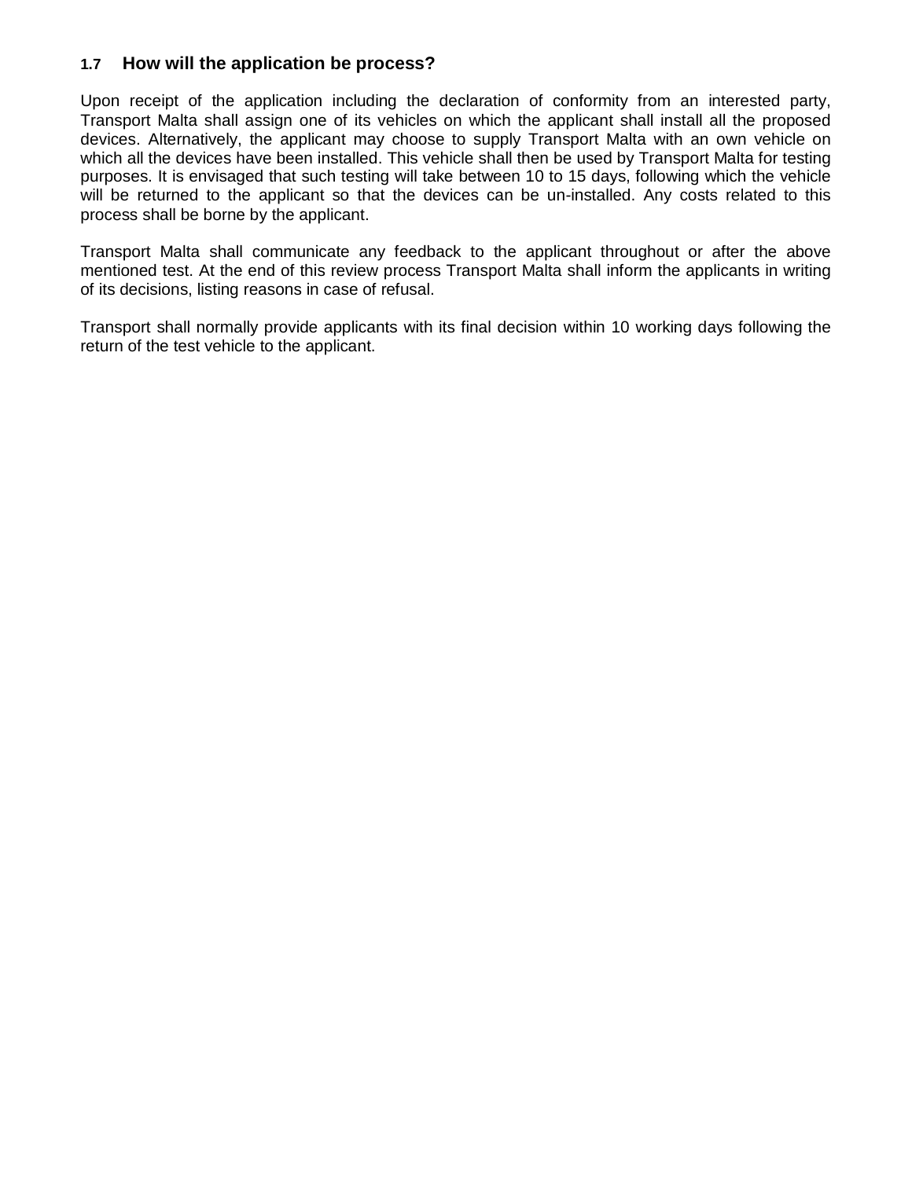### 1.7 How will the application be process?

Upon receipt of the application including the declaration of conformity from an interested party, Transport Malta shall assign one of its vehicles on which the applicant shall install all the proposed devices. Alternatively, the applicant may choose to supply Transport Malta with an own vehicle on which all the devices have been installed. This vehicle shall then be used by Transport Malta for testing purposes. It is envisaged that such testing will take between 10 to 15 days, following which the vehicle will be returned to the applicant so that the devices can be un-installed. Any costs related to this process shall be borne by the applicant.

Transport Malta shall communicate any feedback to the applicant throughout or after the above mentioned test. At the end of this review process Transport Malta shall inform the applicants in writing of its decisions, listing reasons in case of refusal.

Transport shall normally provide applicants with its final decision within 10 working days following the return of the test vehicle to the applicant.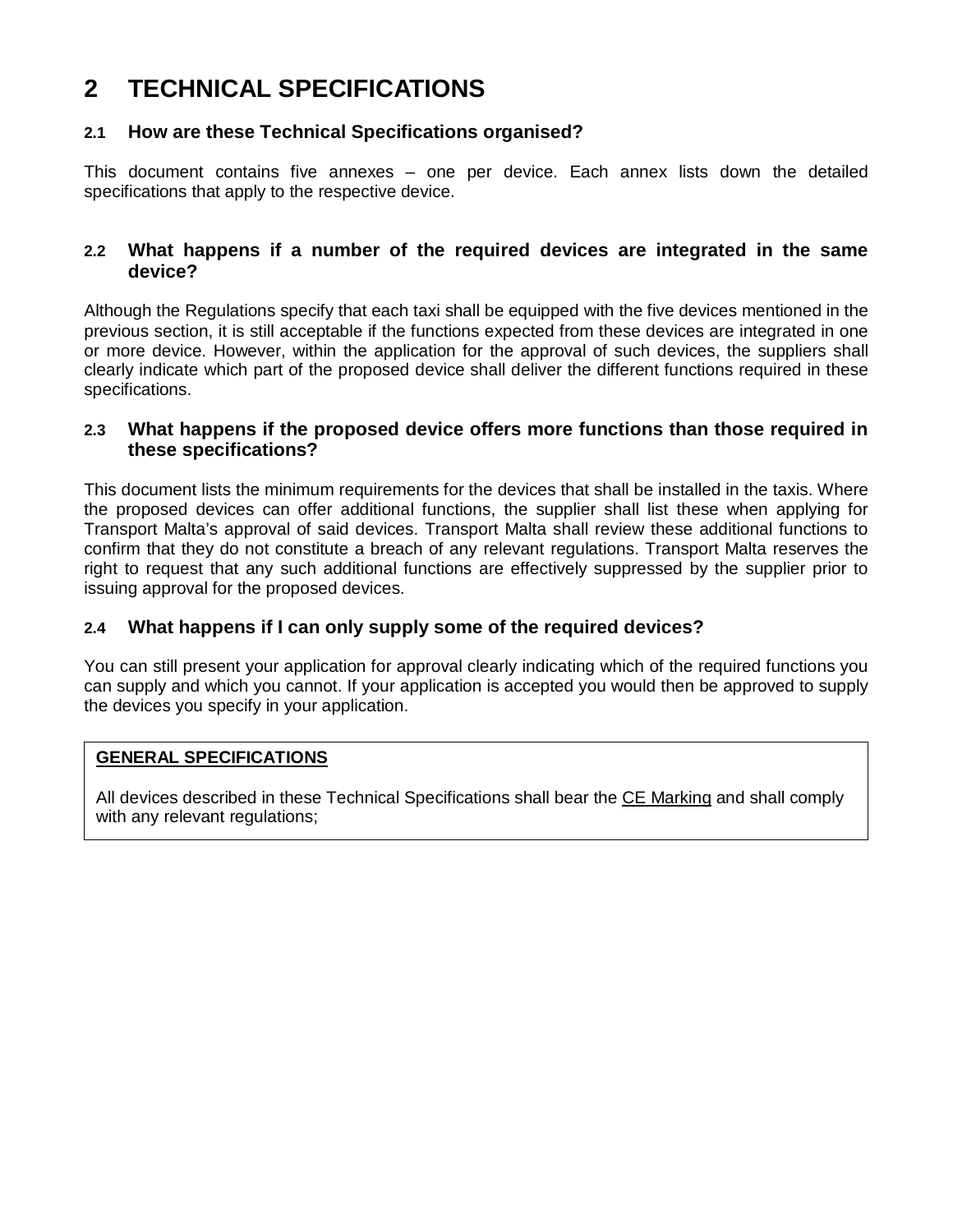# 2 TECHNICAL SPECIFICATIONS

## 2.1 How are these Technical Specifications organised?

This document contains five annexes – one per device. Each annex lists down the detailed specifications that apply to the respective device.

## 2.2 What happens if a number of the required devices are integrated in the same device?

Although the Regulations specify that each taxi shall be equipped with the five devices mentioned in the previous section, it is still acceptable if the functions expected from these devices are integrated in one or more device. However, within the application for the approval of such devices, the suppliers shall clearly indicate which part of the proposed device shall deliver the different functions required in these specifications.

## 2.3 What happens if the proposed device offers more functions than those required in these specifications?

This document lists the minimum requirements for the devices that shall be installed in the taxis. Where the proposed devices can offer additional functions, the supplier shall list these when applying for Transport Malta's approval of said devices. Transport Malta shall review these additional functions to confirm that they do not constitute a breach of any relevant regulations. Transport Malta reserves the right to request that any such additional functions are effectively suppressed by the supplier prior to issuing approval for the proposed devices.

## 2.4 What happens if I can only supply some of the required devices?

You can still present your application for approval clearly indicating which of the required functions you can supply and which you cannot. If your application is accepted you would then be approved to supply the devices you specify in your application.

**GENERAL SPECIFICATIONS**

All devices described in these Technical Specifications shall bear the CE Marking and shall comply with any relevant regulations;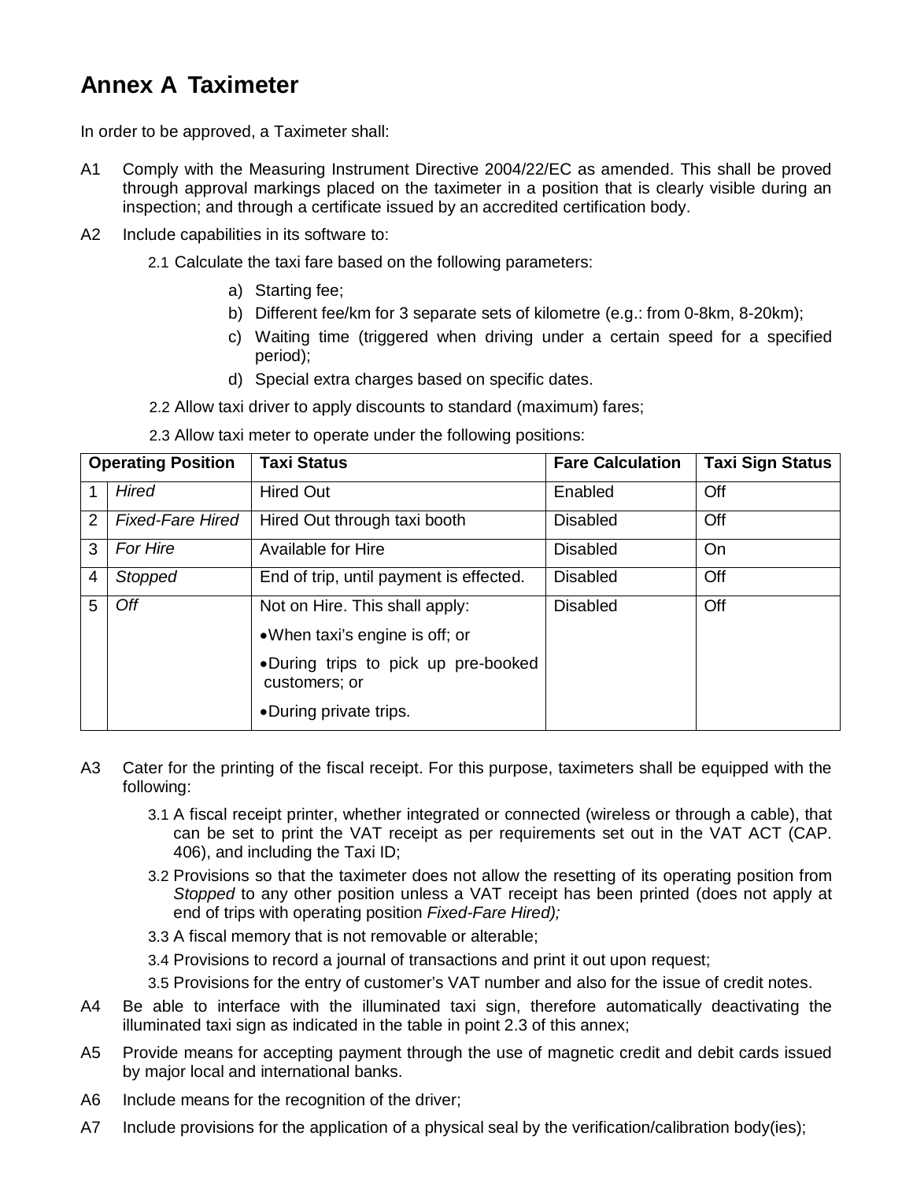# Annex A Taximeter

In order to be approved, a Taximeter shall:

A1 Comply with the Measuring Instrument Directive 2004/22/EC as amended. This shall be proved through approval markings placed on the taximeter in a position that is clearly visible during an inspection; and through a certificate issued by an accredited certification body.

A2 Include capabilities in its software to:

2.1 Calculate the taxi fare based on the following parameters:

a) Starting fee;
b) Different fee/km for 3 separate sets of kilometre (e.g.: from 0-8km, 8-20km);
c) Waiting time (triggered when driving under a certain speed for a specified period);
d) Special extra charges based on specific dates.

2.2 Allow taxi driver to apply discounts to standard (maximum) fares;

2.3 Allow taxi meter to operate under the following positions:

| Operating Position | | Taxi Status | Fare Calculation | Taxi Sign Status |
|---|---|---|---|---|
| 1 | *Hired* | Hired Out | Enabled | Off |
| 2 | *Fixed-Fare Hired* | Hired Out through taxi booth | Disabled | Off |
| 3 | *For Hire* | Available for Hire | Disabled | On |
| 4 | *Stopped* | End of trip, until payment is effected. | Disabled | Off |
| 5 | *Off* | Not on Hire. This shall apply: <br>• When taxi's engine is off; or <br>• During trips to pick up pre-booked customers; or <br>• During private trips. | Disabled | Off |

A3 Cater for the printing of the fiscal receipt. For this purpose, taximeters shall be equipped with the following:

3.1 A fiscal receipt printer, whether integrated or connected (wireless or through a cable), that can be set to print the VAT receipt as per requirements set out in the VAT ACT (CAP. 406), and including the Taxi ID;

3.2 Provisions so that the taximeter does not allow the resetting of its operating position from *Stopped* to any other position unless a VAT receipt has been printed (does not apply at end of trips with operating position *Fixed-Fare Hired);*

3.3 A fiscal memory that is not removable or alterable;

3.4 Provisions to record a journal of transactions and print it out upon request;

3.5 Provisions for the entry of customer's VAT number and also for the issue of credit notes.

A4 Be able to interface with the illuminated taxi sign, therefore automatically deactivating the illuminated taxi sign as indicated in the table in point 2.3 of this annex;

A5 Provide means for accepting payment through the use of magnetic credit and debit cards issued by major local and international banks.

A6 Include means for the recognition of the driver;

A7 Include provisions for the application of a physical seal by the verification/calibration body(ies);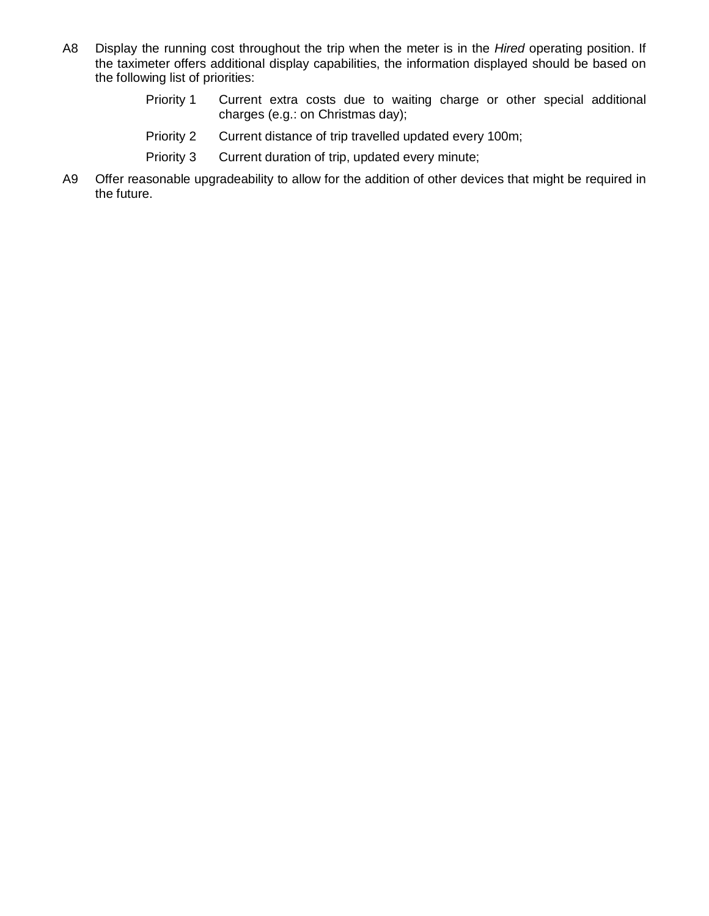A8 Display the running cost throughout the trip when the meter is in the *Hired* operating position. If the taximeter offers additional display capabilities, the information displayed should be based on the following list of priorities:

- Priority 1 Current extra costs due to waiting charge or other special additional charges (e.g.: on Christmas day);
- Priority 2 Current distance of trip travelled updated every 100m;
- Priority 3 Current duration of trip, updated every minute;

A9 Offer reasonable upgradeability to allow for the addition of other devices that might be required in the future.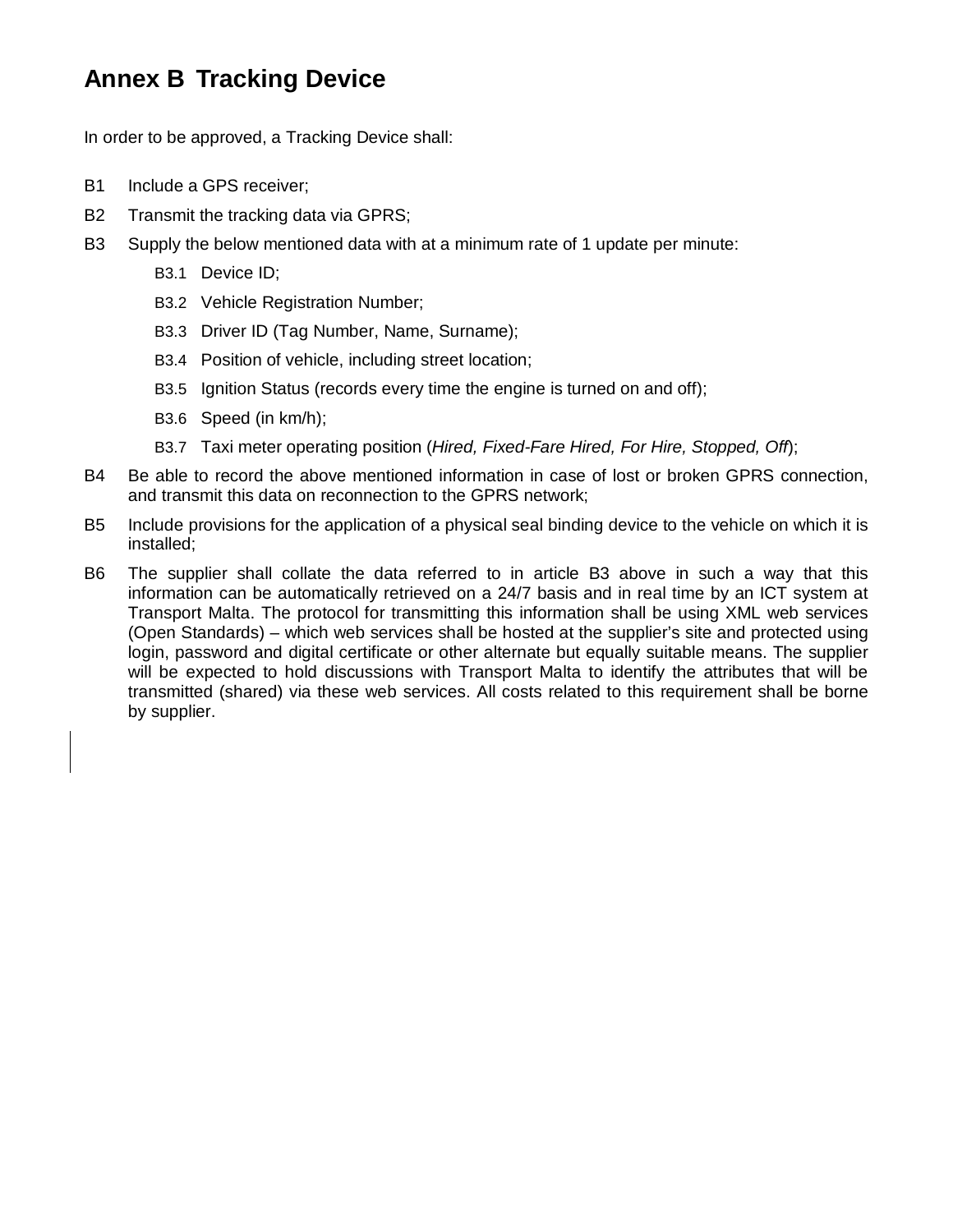# Annex B Tracking Device

In order to be approved, a Tracking Device shall:

B1 Include a GPS receiver;

B2 Transmit the tracking data via GPRS;

B3 Supply the below mentioned data with at a minimum rate of 1 update per minute:

- B3.1 Device ID;
- B3.2 Vehicle Registration Number;
- B3.3 Driver ID (Tag Number, Name, Surname);
- B3.4 Position of vehicle, including street location;
- B3.5 Ignition Status (records every time the engine is turned on and off);
- B3.6 Speed (in km/h);
- B3.7 Taxi meter operating position (*Hired, Fixed-Fare Hired, For Hire, Stopped, Off*);

B4 Be able to record the above mentioned information in case of lost or broken GPRS connection, and transmit this data on reconnection to the GPRS network;

B5 Include provisions for the application of a physical seal binding device to the vehicle on which it is installed;

B6 The supplier shall collate the data referred to in article B3 above in such a way that this information can be automatically retrieved on a 24/7 basis and in real time by an ICT system at Transport Malta. The protocol for transmitting this information shall be using XML web services (Open Standards) – which web services shall be hosted at the supplier's site and protected using login, password and digital certificate or other alternate but equally suitable means. The supplier will be expected to hold discussions with Transport Malta to identify the attributes that will be transmitted (shared) via these web services. All costs related to this requirement shall be borne by supplier.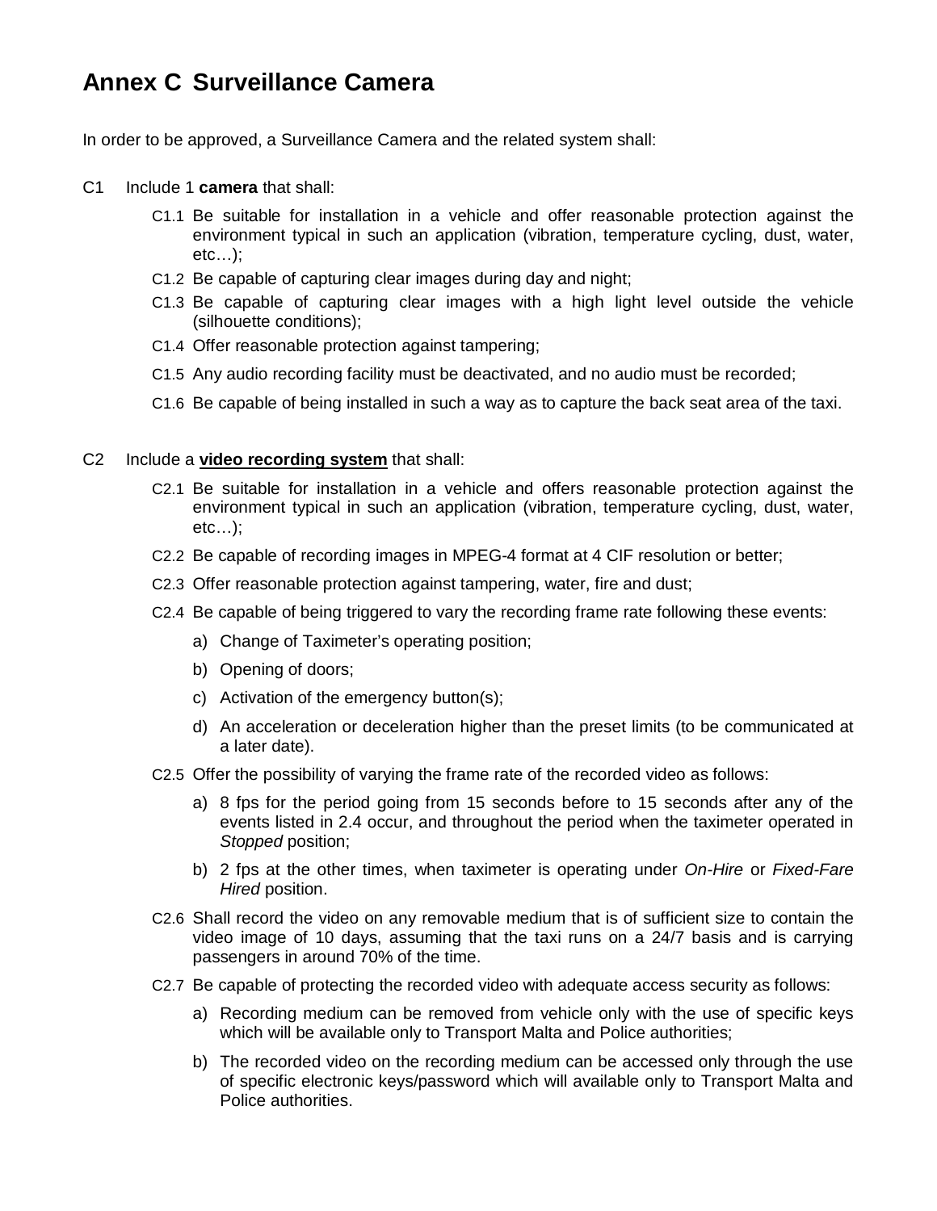# Annex C Surveillance Camera

In order to be approved, a Surveillance Camera and the related system shall:

C1 Include 1 **camera** that shall:

- C1.1 Be suitable for installation in a vehicle and offer reasonable protection against the environment typical in such an application (vibration, temperature cycling, dust, water, etc…);
- C1.2 Be capable of capturing clear images during day and night;
- C1.3 Be capable of capturing clear images with a high light level outside the vehicle (silhouette conditions);
- C1.4 Offer reasonable protection against tampering;
- C1.5 Any audio recording facility must be deactivated, and no audio must be recorded;
- C1.6 Be capable of being installed in such a way as to capture the back seat area of the taxi.

C2 Include a **<u>video recording system</u>** that shall:

- C2.1 Be suitable for installation in a vehicle and offers reasonable protection against the environment typical in such an application (vibration, temperature cycling, dust, water, etc…);
- C2.2 Be capable of recording images in MPEG-4 format at 4 CIF resolution or better;
- C2.3 Offer reasonable protection against tampering, water, fire and dust;
- C2.4 Be capable of being triggered to vary the recording frame rate following these events:
  - a) Change of Taximeter's operating position;
  - b) Opening of doors;
  - c) Activation of the emergency button(s);
  - d) An acceleration or deceleration higher than the preset limits (to be communicated at a later date).
- C2.5 Offer the possibility of varying the frame rate of the recorded video as follows:
  - a) 8 fps for the period going from 15 seconds before to 15 seconds after any of the events listed in 2.4 occur, and throughout the period when the taximeter operated in *Stopped* position;
  - b) 2 fps at the other times, when taximeter is operating under *On-Hire* or *Fixed-Fare Hired* position.
- C2.6 Shall record the video on any removable medium that is of sufficient size to contain the video image of 10 days, assuming that the taxi runs on a 24/7 basis and is carrying passengers in around 70% of the time.
- C2.7 Be capable of protecting the recorded video with adequate access security as follows:
  - a) Recording medium can be removed from vehicle only with the use of specific keys which will be available only to Transport Malta and Police authorities;
  - b) The recorded video on the recording medium can be accessed only through the use of specific electronic keys/password which will available only to Transport Malta and Police authorities.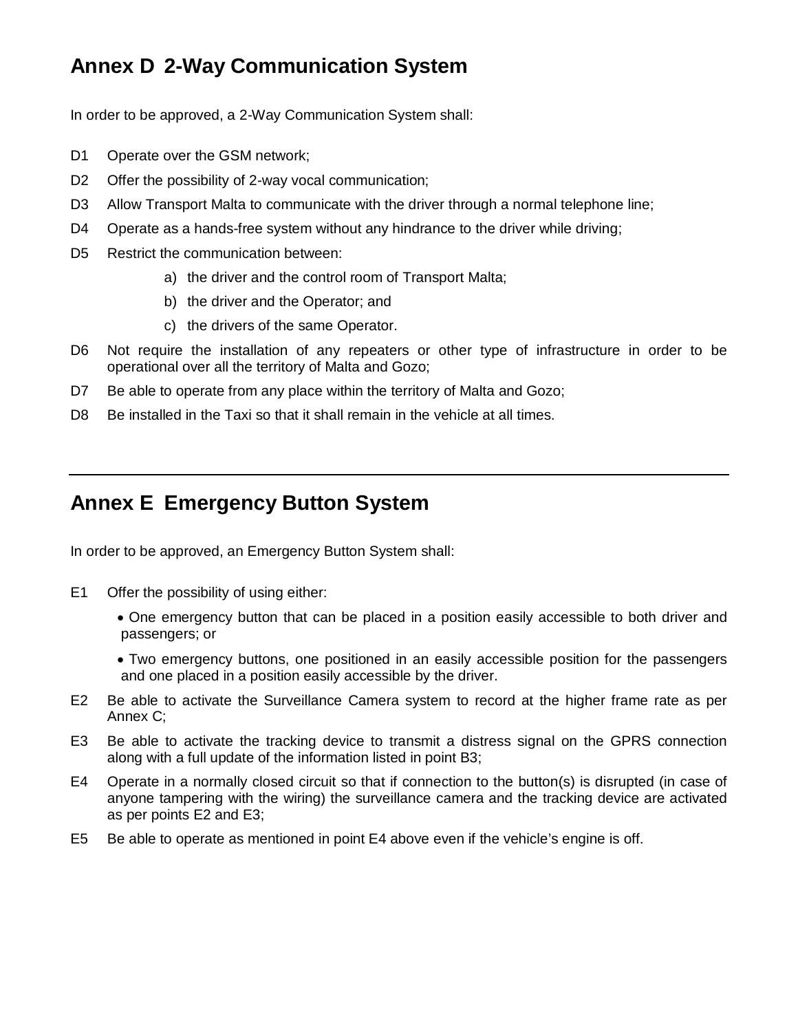## Annex D 2-Way Communication System

In order to be approved, a 2-Way Communication System shall:

D1 Operate over the GSM network;

D2 Offer the possibility of 2-way vocal communication;

D3 Allow Transport Malta to communicate with the driver through a normal telephone line;

D4 Operate as a hands-free system without any hindrance to the driver while driving;

D5 Restrict the communication between:

- a) the driver and the control room of Transport Malta;
- b) the driver and the Operator; and
- c) the drivers of the same Operator.

D6 Not require the installation of any repeaters or other type of infrastructure in order to be operational over all the territory of Malta and Gozo;

D7 Be able to operate from any place within the territory of Malta and Gozo;

D8 Be installed in the Taxi so that it shall remain in the vehicle at all times.

---

## Annex E Emergency Button System

In order to be approved, an Emergency Button System shall:

E1 Offer the possibility of using either:

- One emergency button that can be placed in a position easily accessible to both driver and passengers; or
- Two emergency buttons, one positioned in an easily accessible position for the passengers and one placed in a position easily accessible by the driver.

E2 Be able to activate the Surveillance Camera system to record at the higher frame rate as per Annex C;

E3 Be able to activate the tracking device to transmit a distress signal on the GPRS connection along with a full update of the information listed in point B3;

E4 Operate in a normally closed circuit so that if connection to the button(s) is disrupted (in case of anyone tampering with the wiring) the surveillance camera and the tracking device are activated as per points E2 and E3;

E5 Be able to operate as mentioned in point E4 above even if the vehicle's engine is off.